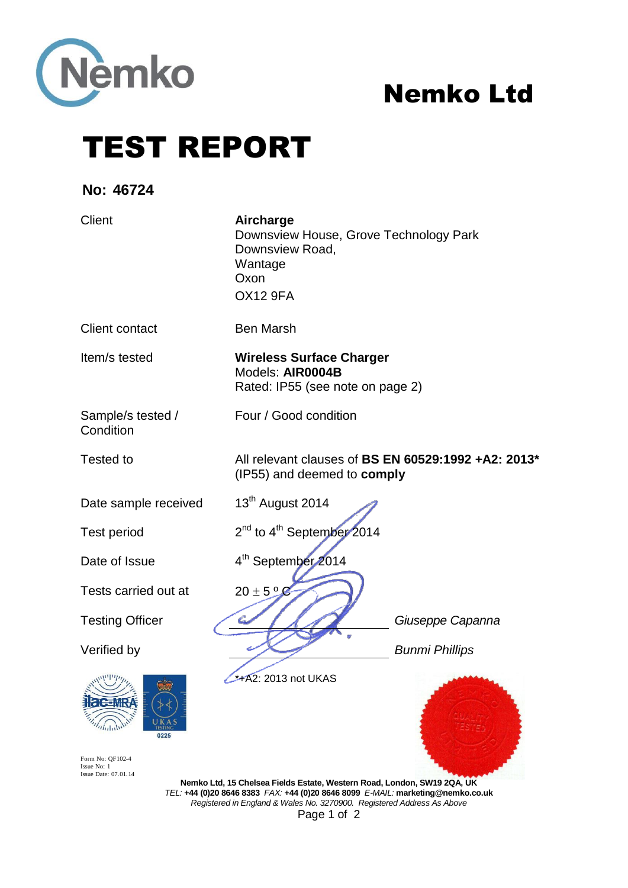Nemko

# Nemko Ltd

# TEST REPORT

**No: 46724**

| | |
|---|---|
| Client | **Aircharge**<br>Downsview House, Grove Technology Park<br>Downsview Road,<br>Wantage<br>Oxon<br>OX12 9FA |
| Client contact | Ben Marsh |
| Item/s tested | **Wireless Surface Charger**<br>Models: **AIR0004B**<br>Rated: IP55 (see note on page 2) |
| Sample/s tested / Condition | Four / Good condition |
| Tested to | All relevant clauses of **BS EN 60529:1992 +A2: 2013*** (IP55) and deemed to **comply** |
| Date sample received | 13th August 2014 |
| Test period | 2nd to 4th September 2014 |
| Date of Issue | 4th September 2014 |
| Tests carried out at | $20 \pm 5$ ºC |
| Testing Officer | *Giuseppe Capanna* |
| Verified by | *Bunmi Phillips* |

*+A2: 2013 not UKAS

ilac-MRA UKAS TESTING 0225

Form No: QF102-4
Issue No: 1
Issue Date: 07.01.14

**Nemko Ltd, 15 Chelsea Fields Estate, Western Road, London, SW19 2QA, UK**
*TEL:* **+44 (0)20 8646 8383** *FAX:* **+44 (0)20 8646 8099** *E-MAIL:* **marketing@nemko.co.uk**
*Registered in England & Wales No. 3270900. Registered Address As Above*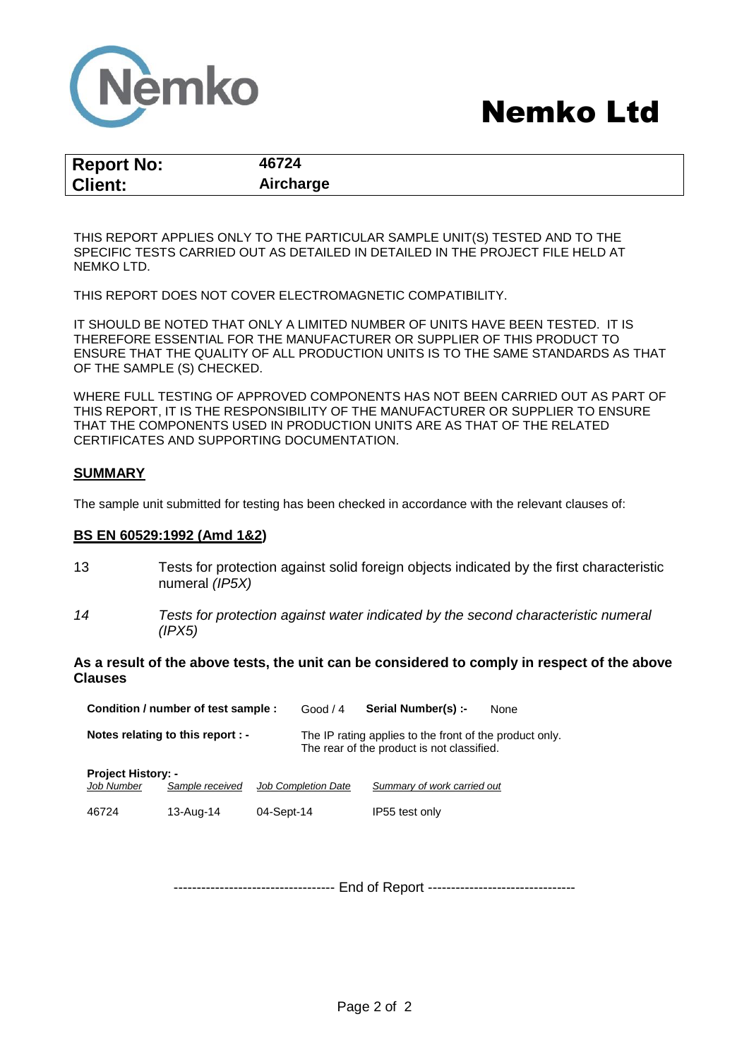# Nemko Ltd

| | |
|---|---|
| **Report No:** | **46724** |
| **Client:** | **Aircharge** |

THIS REPORT APPLIES ONLY TO THE PARTICULAR SAMPLE UNIT(S) TESTED AND TO THE SPECIFIC TESTS CARRIED OUT AS DETAILED IN DETAILED IN THE PROJECT FILE HELD AT NEMKO LTD.

THIS REPORT DOES NOT COVER ELECTROMAGNETIC COMPATIBILITY.

IT SHOULD BE NOTED THAT ONLY A LIMITED NUMBER OF UNITS HAVE BEEN TESTED. IT IS THEREFORE ESSENTIAL FOR THE MANUFACTURER OR SUPPLIER OF THIS PRODUCT TO ENSURE THAT THE QUALITY OF ALL PRODUCTION UNITS IS TO THE SAME STANDARDS AS THAT OF THE SAMPLE (S) CHECKED.

WHERE FULL TESTING OF APPROVED COMPONENTS HAS NOT BEEN CARRIED OUT AS PART OF THIS REPORT, IT IS THE RESPONSIBILITY OF THE MANUFACTURER OR SUPPLIER TO ENSURE THAT THE COMPONENTS USED IN PRODUCTION UNITS ARE AS THAT OF THE RELATED CERTIFICATES AND SUPPORTING DOCUMENTATION.

## SUMMARY

The sample unit submitted for testing has been checked in accordance with the relevant clauses of:

**BS EN 60529:1992 (Amd 1&2)**

13 Tests for protection against solid foreign objects indicated by the first characteristic numeral *(IP5X)*

*14 Tests for protection against water indicated by the second characteristic numeral (IPX5)*

**As a result of the above tests, the unit can be considered to comply in respect of the above Clauses**

**Condition / number of test sample :** Good / 4 **Serial Number(s) :-** None

**Notes relating to this report : -** The IP rating applies to the front of the product only. The rear of the product is not classified.

**Project History: -**

| *Job Number* | *Sample received* | *Job Completion Date* | *Summary of work carried out* |
|---|---|---|---|
| 46724 | 13-Aug-14 | 04-Sept-14 | IP55 test only |

----------------------------------- End of Report --------------------------------